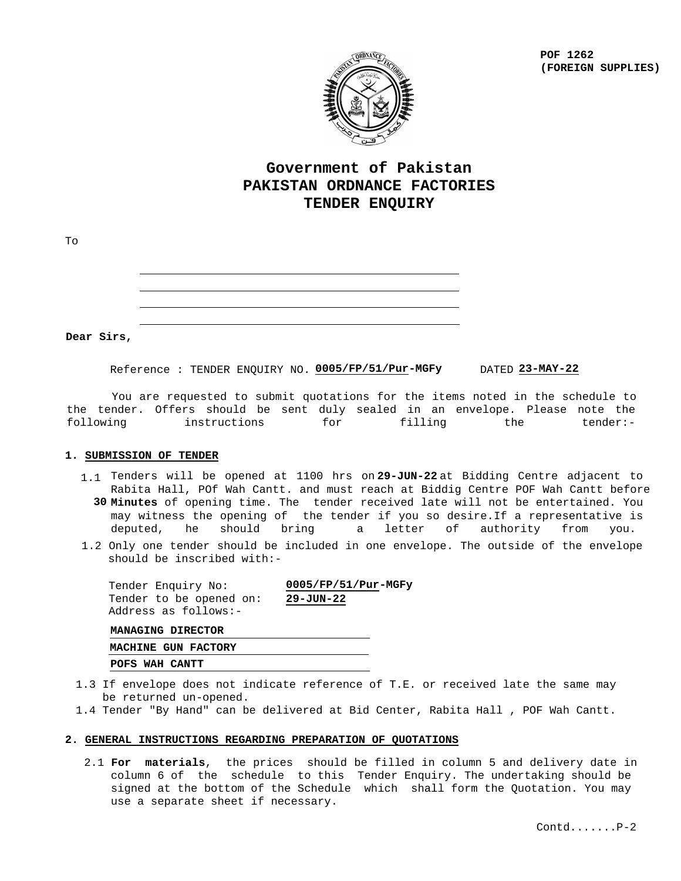**POF 1262**
**(FOREIGN SUPPLIES)**

# Government of Pakistan
# PAKISTAN ORDNANCE FACTORIES
# TENDER ENQUIRY

To

\_\_\_\_\_\_\_\_\_\_\_\_\_\_\_\_\_\_\_\_\_\_\_\_\_\_\_\_\_\_\_\_\_\_\_\_\_\_

\_\_\_\_\_\_\_\_\_\_\_\_\_\_\_\_\_\_\_\_\_\_\_\_\_\_\_\_\_\_\_\_\_\_\_\_\_\_

\_\_\_\_\_\_\_\_\_\_\_\_\_\_\_\_\_\_\_\_\_\_\_\_\_\_\_\_\_\_\_\_\_\_\_\_\_\_

\_\_\_\_\_\_\_\_\_\_\_\_\_\_\_\_\_\_\_\_\_\_\_\_\_\_\_\_\_\_\_\_\_\_\_\_\_\_

**Dear Sirs,**

Reference : TENDER ENQUIRY NO. **0005/FP/51/Pur-MGFy** DATED **23-MAY-22**

You are requested to submit quotations for the items noted in the schedule to the tender. Offers should be sent duly sealed in an envelope. Please note the following instructions for filling the tender:-

## 1. SUBMISSION OF TENDER

1.1 Tenders will be opened at 1100 hrs on **29-JUN-22** at Bidding Centre adjacent to Rabita Hall, POf Wah Cantt. and must reach at Biddig Centre POF Wah Cantt before **30 Minutes** of opening time. The tender received late will not be entertained. You may witness the opening of the tender if you so desire.If a representative is deputed, he should bring a letter of authority from you.

1.2 Only one tender should be included in one envelope. The outside of the envelope should be inscribed with:-

Tender Enquiry No: **0005/FP/51/Pur-MGFy**
Tender to be opened on: **29-JUN-22**
Address as follows:-

**MANAGING DIRECTOR**
**MACHINE GUN FACTORY**
**POFS WAH CANTT**

1.3 If envelope does not indicate reference of T.E. or received late the same may be returned un-opened.

1.4 Tender "By Hand" can be delivered at Bid Center, Rabita Hall , POF Wah Cantt.

## 2. GENERAL INSTRUCTIONS REGARDING PREPARATION OF QUOTATIONS

2.1 **For materials**, the prices should be filled in column 5 and delivery date in column 6 of the schedule to this Tender Enquiry. The undertaking should be signed at the bottom of the Schedule which shall form the Quotation. You may use a separate sheet if necessary.

Contd.......P-2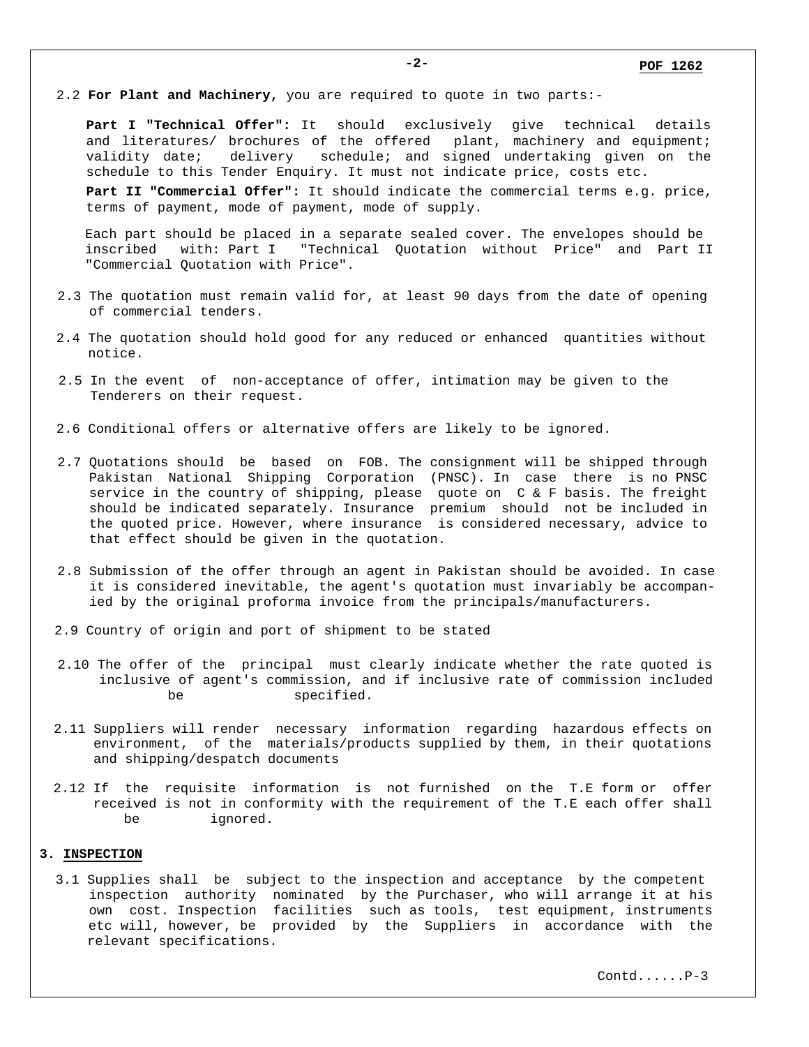2.2 **For Plant and Machinery,** you are required to quote in two parts:-

**Part I "Technical Offer":** It should exclusively give technical details and literatures/ brochures of the offered plant, machinery and equipment; validity date; delivery schedule; and signed undertaking given on the schedule to this Tender Enquiry. It must not indicate price, costs etc.

**Part II "Commercial Offer":** It should indicate the commercial terms e.g. price, terms of payment, mode of payment, mode of supply.

Each part should be placed in a separate sealed cover. The envelopes should be inscribed with: Part I "Technical Quotation without Price" and Part II "Commercial Quotation with Price".

2.3 The quotation must remain valid for, at least 90 days from the date of opening of commercial tenders.

2.4 The quotation should hold good for any reduced or enhanced quantities without notice.

2.5 In the event of non-acceptance of offer, intimation may be given to the Tenderers on their request.

2.6 Conditional offers or alternative offers are likely to be ignored.

2.7 Quotations should be based on FOB. The consignment will be shipped through Pakistan National Shipping Corporation (PNSC). In case there is no PNSC service in the country of shipping, please quote on C & F basis. The freight should be indicated separately. Insurance premium should not be included in the quoted price. However, where insurance is considered necessary, advice to that effect should be given in the quotation.

2.8 Submission of the offer through an agent in Pakistan should be avoided. In case it is considered inevitable, the agent's quotation must invariably be accompanied by the original proforma invoice from the principals/manufacturers.

2.9 Country of origin and port of shipment to be stated

2.10 The offer of the principal must clearly indicate whether the rate quoted is inclusive of agent's commission, and if inclusive rate of commission included be specified.

2.11 Suppliers will render necessary information regarding hazardous effects on environment, of the materials/products supplied by them, in their quotations and shipping/despatch documents

2.12 If the requisite information is not furnished on the T.E form or offer received is not in conformity with the requirement of the T.E each offer shall be ignored.

## 3. INSPECTION

3.1 Supplies shall be subject to the inspection and acceptance by the competent inspection authority nominated by the Purchaser, who will arrange it at his own cost. Inspection facilities such as tools, test equipment, instruments etc will, however, be provided by the Suppliers in accordance with the relevant specifications.

Contd......P-3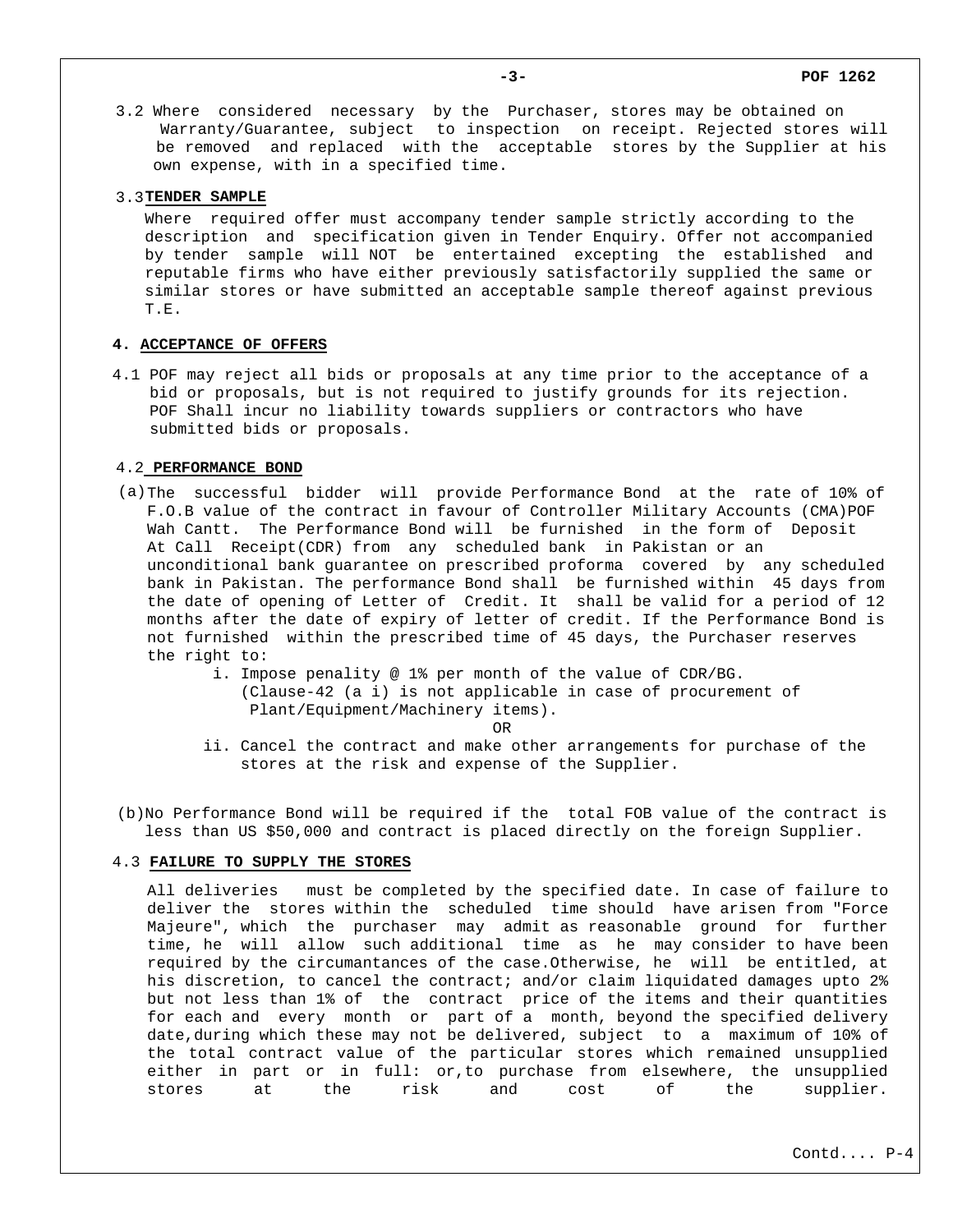3.2 Where considered necessary by the Purchaser, stores may be obtained on Warranty/Guarantee, subject to inspection on receipt. Rejected stores will be removed and replaced with the acceptable stores by the Supplier at his own expense, with in a specified time.

3.3 **TENDER SAMPLE**

Where required offer must accompany tender sample strictly according to the description and specification given in Tender Enquiry. Offer not accompanied by tender sample will NOT be entertained excepting the established and reputable firms who have either previously satisfactorily supplied the same or similar stores or have submitted an acceptable sample thereof against previous T.E.

## 4. ACCEPTANCE OF OFFERS

4.1 POF may reject all bids or proposals at any time prior to the acceptance of a bid or proposals, but is not required to justify grounds for its rejection. POF Shall incur no liability towards suppliers or contractors who have submitted bids or proposals.

4.2 **PERFORMANCE BOND**

(a) The successful bidder will provide Performance Bond at the rate of 10% of F.O.B value of the contract in favour of Controller Military Accounts (CMA)POF Wah Cantt. The Performance Bond will be furnished in the form of Deposit At Call Receipt(CDR) from any scheduled bank in Pakistan or an unconditional bank guarantee on prescribed proforma covered by any scheduled bank in Pakistan. The performance Bond shall be furnished within 45 days from the date of opening of Letter of Credit. It shall be valid for a period of 12 months after the date of expiry of letter of credit. If the Performance Bond is not furnished within the prescribed time of 45 days, the Purchaser reserves the right to:

   i. Impose penality @ 1% per month of the value of CDR/BG. (Clause-42 (a i) is not applicable in case of procurement of Plant/Equipment/Machinery items).

   OR

   ii. Cancel the contract and make other arrangements for purchase of the stores at the risk and expense of the Supplier.

(b) No Performance Bond will be required if the total FOB value of the contract is less than US $50,000 and contract is placed directly on the foreign Supplier.

4.3 **FAILURE TO SUPPLY THE STORES**

All deliveries must be completed by the specified date. In case of failure to deliver the stores within the scheduled time should have arisen from "Force Majeure", which the purchaser may admit as reasonable ground for further time, he will allow such additional time as he may consider to have been required by the circumantances of the case.Otherwise, he will be entitled, at his discretion, to cancel the contract; and/or claim liquidated damages upto 2% but not less than 1% of the contract price of the items and their quantities for each and every month or part of a month, beyond the specified delivery date,during which these may not be delivered, subject to a maximum of 10% of the total contract value of the particular stores which remained unsupplied either in part or in full: or,to purchase from elsewhere, the unsupplied stores at the risk and cost of the supplier.

Contd.... P-4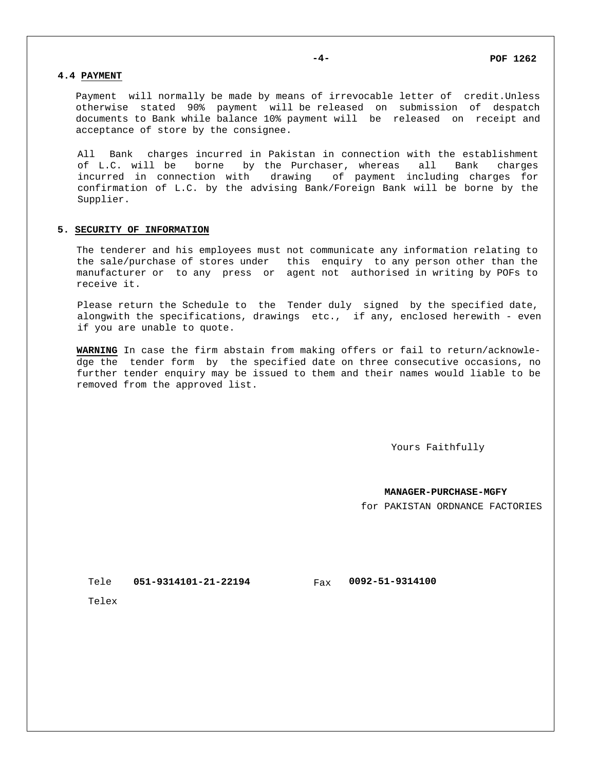### 4.4 PAYMENT

Payment will normally be made by means of irrevocable letter of credit.Unless otherwise stated 90% payment will be released on submission of despatch documents to Bank while balance 10% payment will be released on receipt and acceptance of store by the consignee.

All Bank charges incurred in Pakistan in connection with the establishment of L.C. will be borne by the Purchaser, whereas all Bank charges incurred in connection with drawing of payment including charges for confirmation of L.C. by the advising Bank/Foreign Bank will be borne by the Supplier.

### 5. SECURITY OF INFORMATION

The tenderer and his employees must not communicate any information relating to the sale/purchase of stores under this enquiry to any person other than the manufacturer or to any press or agent not authorised in writing by POFs to receive it.

Please return the Schedule to the Tender duly signed by the specified date, alongwith the specifications, drawings etc., if any, enclosed herewith - even if you are unable to quote.

**WARNING** In case the firm abstain from making offers or fail to return/acknowledge the tender form by the specified date on three consecutive occasions, no further tender enquiry may be issued to them and their names would liable to be removed from the approved list.

Yours Faithfully

**MANAGER-PURCHASE-MGFY**
for PAKISTAN ORDNANCE FACTORIES

Tele **051-9314101-21-22194** Fax **0092-51-9314100**

Telex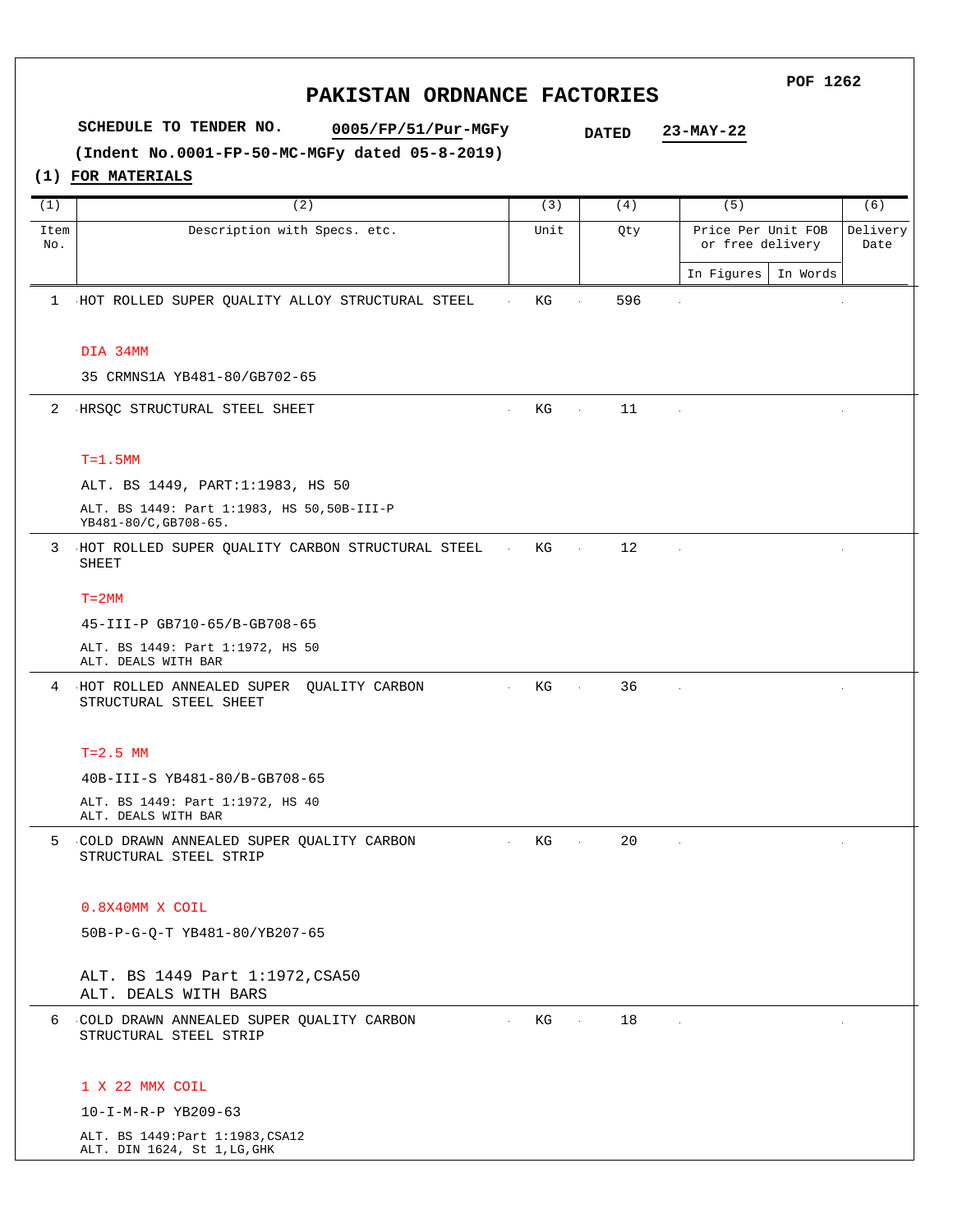POF 1262

# PAKISTAN ORDNANCE FACTORIES

**SCHEDULE TO TENDER NO.** **0005/FP/51/Pur-MGFy** **DATED** **23-MAY-22**

**(Indent No.0001-FP-50-MC-MGFy dated 05-8-2019)**

**(1) FOR MATERIALS**

| (1) Item No. | (2) Description with Specs. etc. | (3) Unit | (4) Qty | (5) Price Per Unit FOB or free delivery | | (6) Delivery Date |
|---|---|---|---|---|---|---|
| | | | | In Figures | In Words | |
| 1 | HOT ROLLED SUPER QUALITY ALLOY STRUCTURAL STEEL<br><br>DIA 34MM<br><br>35 CRMNS1A YB481-80/GB702-65 | KG | 596 | | | |
| 2 | HRSQC STRUCTURAL STEEL SHEET<br><br>T=1.5MM<br><br>ALT. BS 1449, PART:1:1983, HS 50<br><br>ALT. BS 1449: Part 1:1983, HS 50,50B-III-P YB481-80/C,GB708-65. | KG | 11 | | | |
| 3 | HOT ROLLED SUPER QUALITY CARBON STRUCTURAL STEEL SHEET<br><br>T=2MM<br><br>45-III-P GB710-65/B-GB708-65<br><br>ALT. BS 1449: Part 1:1972, HS 50<br>ALT. DEALS WITH BAR | KG | 12 | | | |
| 4 | HOT ROLLED ANNEALED SUPER QUALITY CARBON STRUCTURAL STEEL SHEET<br><br>T=2.5 MM<br><br>40B-III-S YB481-80/B-GB708-65<br><br>ALT. BS 1449: Part 1:1972, HS 40<br>ALT. DEALS WITH BAR | KG | 36 | | | |
| 5 | COLD DRAWN ANNEALED SUPER QUALITY CARBON STRUCTURAL STEEL STRIP<br><br>0.8X40MM X COIL<br><br>50B-P-G-Q-T YB481-80/YB207-65<br><br>ALT. BS 1449 Part 1:1972,CSA50<br>ALT. DEALS WITH BARS | KG | 20 | | | |
| 6 | COLD DRAWN ANNEALED SUPER QUALITY CARBON STRUCTURAL STEEL STRIP<br><br>1 X 22 MMX COIL<br><br>10-I-M-R-P YB209-63<br><br>ALT. BS 1449:Part 1:1983,CSA12<br>ALT. DIN 1624, St 1,LG,GHK | KG | 18 | | | |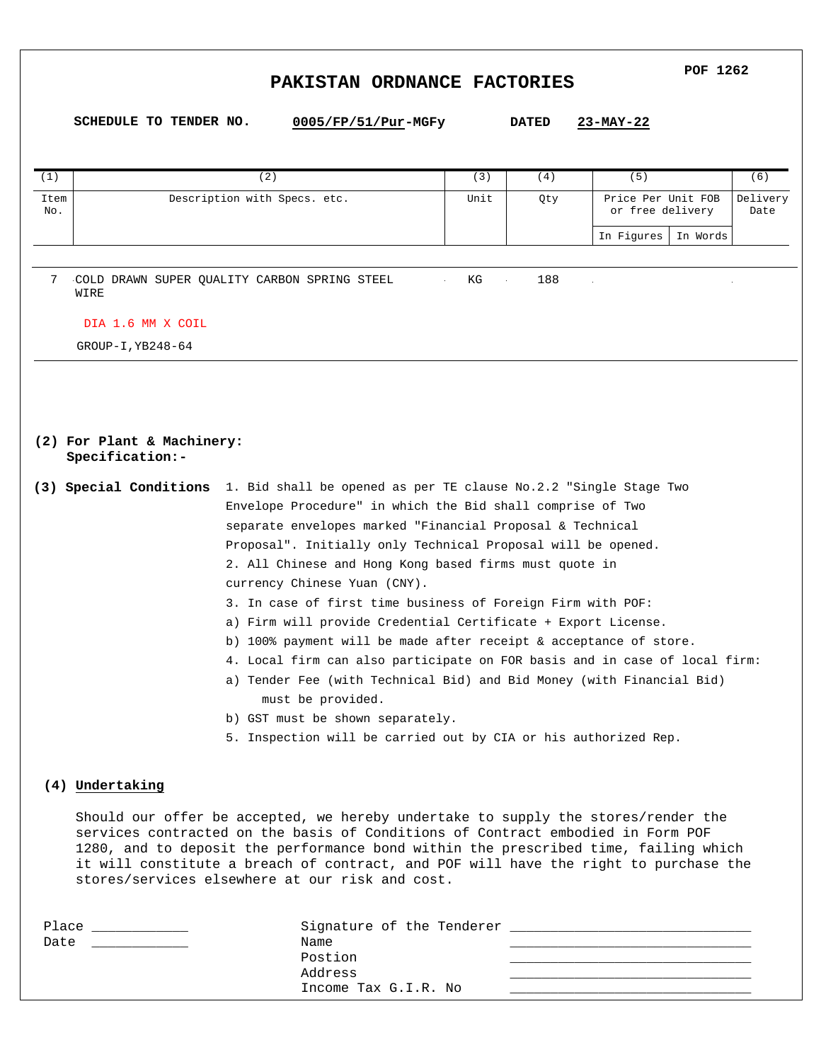POF 1262

# PAKISTAN ORDNANCE FACTORIES

**SCHEDULE TO TENDER NO.** 0005/FP/51/Pur-MGFy **DATED** 23-MAY-22

| (1) | (2) | (3) | (4) | (5) | | (6) |
|---|---|---|---|---|---|---|
| Item No. | Description with Specs. etc. | Unit | Qty | Price Per Unit FOB or free delivery | | Delivery Date |
| | | | | In Figures | In Words | |
| 7 | COLD DRAWN SUPER QUALITY CARBON SPRING STEEL WIRE<br><br>DIA 1.6 MM X COIL<br><br>GROUP-I,YB248-64 | KG | 188 | | | |

**(2) For Plant & Machinery:**
**Specification:-**

**(3) Special Conditions**

1. Bid shall be opened as per TE clause No.2.2 "Single Stage Two Envelope Procedure" in which the Bid shall comprise of Two separate envelopes marked "Financial Proposal & Technical Proposal". Initially only Technical Proposal will be opened.
2. All Chinese and Hong Kong based firms must quote in currency Chinese Yuan (CNY).
3. In case of first time business of Foreign Firm with POF:
   a) Firm will provide Credential Certificate + Export License.
   b) 100% payment will be made after receipt & acceptance of store.
4. Local firm can also participate on FOR basis and in case of local firm:
   a) Tender Fee (with Technical Bid) and Bid Money (with Financial Bid) must be provided.
   b) GST must be shown separately.
5. Inspection will be carried out by CIA or his authorized Rep.

**(4) Undertaking**

Should our offer be accepted, we hereby undertake to supply the stores/render the services contracted on the basis of Conditions of Contract embodied in Form POF 1280, and to deposit the performance bond within the prescribed time, failing which it will constitute a breach of contract, and POF will have the right to purchase the stores/services elsewhere at our risk and cost.

Place ____________

Date ____________

Signature of the Tenderer ______________________________

Name ______________________________

Postion ______________________________

Address ______________________________

Income Tax G.I.R. No ______________________________